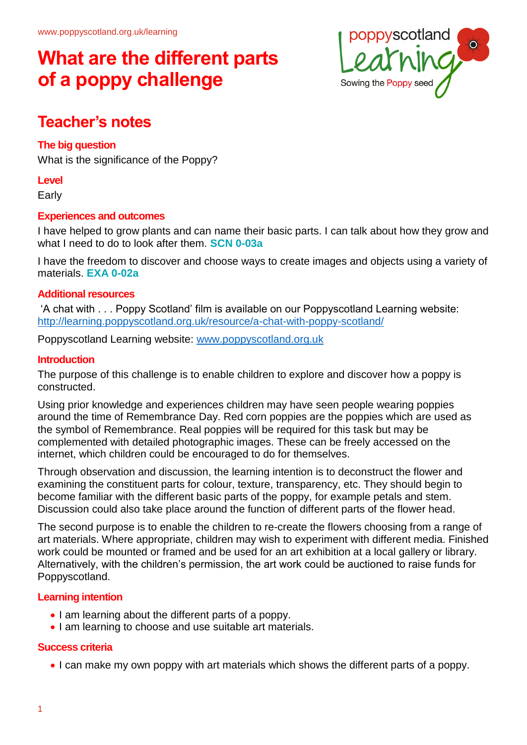www.poppyscotland.org.uk/learning

# What are the different parts of a poppy challenge

## Teacher's notes

### The big question

What is the significance of the Poppy?

### Level

Early

### Experiences and outcomes

I have helped to grow plants and can name their basic parts. I can talk about how they grow and what I need to do to look after them. **SCN 0-03a**

I have the freedom to discover and choose ways to create images and objects using a variety of materials. **EXA 0-02a**

### Additional resources

'A chat with . . . Poppy Scotland' film is available on our Poppyscotland Learning website: http://learning.poppyscotland.org.uk/resource/a-chat-with-poppy-scotland/

Poppyscotland Learning website: www.poppyscotland.org.uk

### Introduction

The purpose of this challenge is to enable children to explore and discover how a poppy is constructed.

Using prior knowledge and experiences children may have seen people wearing poppies around the time of Remembrance Day. Red corn poppies are the poppies which are used as the symbol of Remembrance. Real poppies will be required for this task but may be complemented with detailed photographic images. These can be freely accessed on the internet, which children could be encouraged to do for themselves.

Through observation and discussion, the learning intention is to deconstruct the flower and examining the constituent parts for colour, texture, transparency, etc. They should begin to become familiar with the different basic parts of the poppy, for example petals and stem. Discussion could also take place around the function of different parts of the flower head.

The second purpose is to enable the children to re-create the flowers choosing from a range of art materials. Where appropriate, children may wish to experiment with different media. Finished work could be mounted or framed and be used for an art exhibition at a local gallery or library. Alternatively, with the children's permission, the art work could be auctioned to raise funds for Poppyscotland.

### Learning intention

- I am learning about the different parts of a poppy.
- I am learning to choose and use suitable art materials.

### Success criteria

- I can make my own poppy with art materials which shows the different parts of a poppy.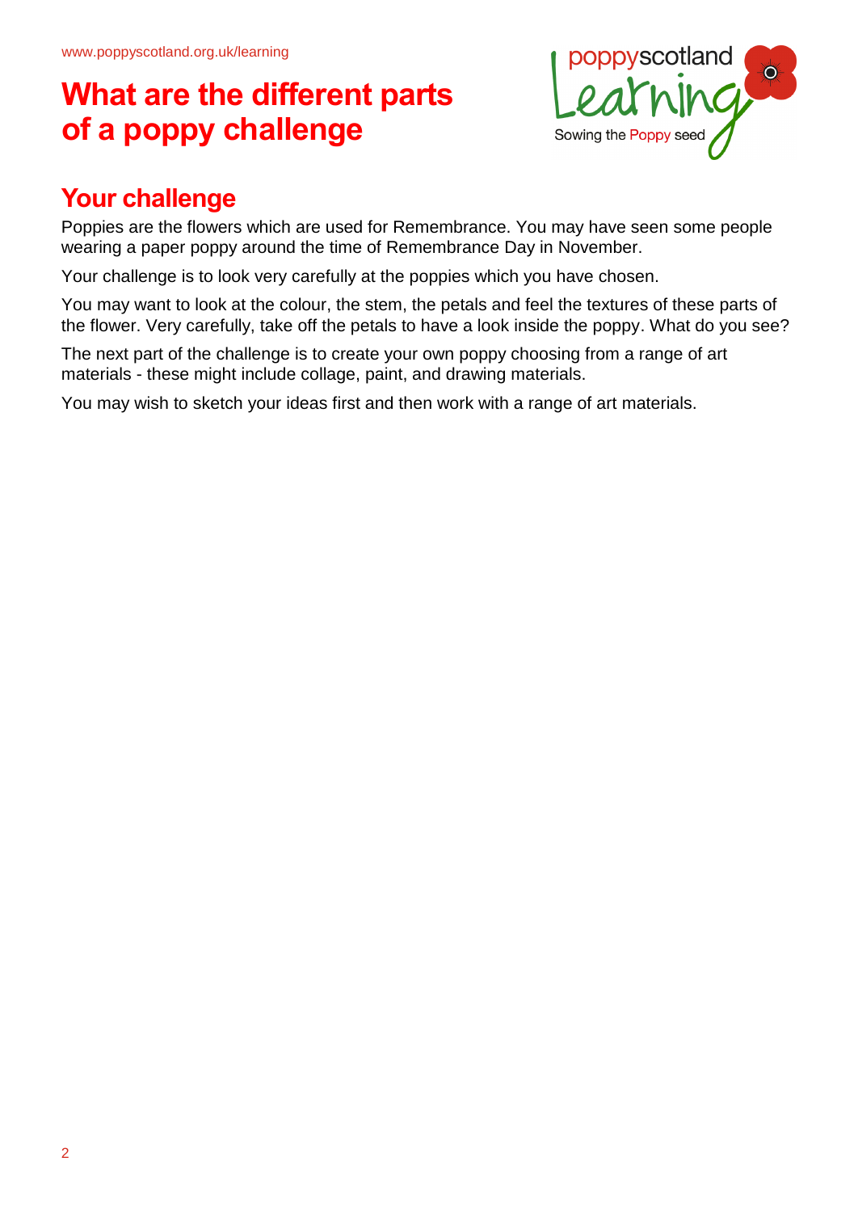# What are the different parts of a poppy challenge

## Your challenge

Poppies are the flowers which are used for Remembrance. You may have seen some people wearing a paper poppy around the time of Remembrance Day in November.

Your challenge is to look very carefully at the poppies which you have chosen.

You may want to look at the colour, the stem, the petals and feel the textures of these parts of the flower. Very carefully, take off the petals to have a look inside the poppy. What do you see?

The next part of the challenge is to create your own poppy choosing from a range of art materials - these might include collage, paint, and drawing materials.

You may wish to sketch your ideas first and then work with a range of art materials.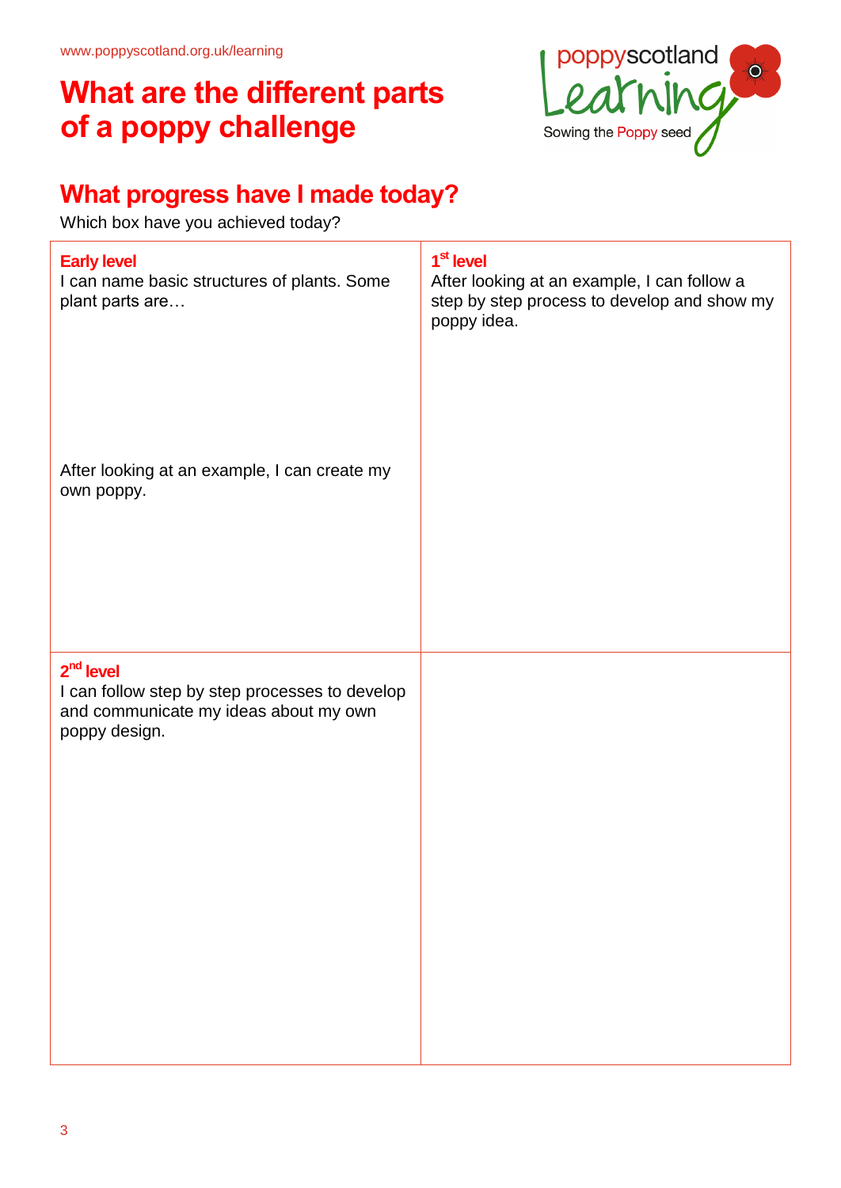www.poppyscotland.org.uk/learning

# What are the different parts of a poppy challenge

poppyscotland Learning
Sowing the Poppy seed

## What progress have I made today?

Which box have you achieved today?

| **Early level**<br>I can name basic structures of plants. Some plant parts are…<br><br>After looking at an example, I can create my own poppy. | **1st level**<br>After looking at an example, I can follow a step by step process to develop and show my poppy idea. |
|---|---|
| **2nd level**<br>I can follow step by step processes to develop and communicate my ideas about my own poppy design. | |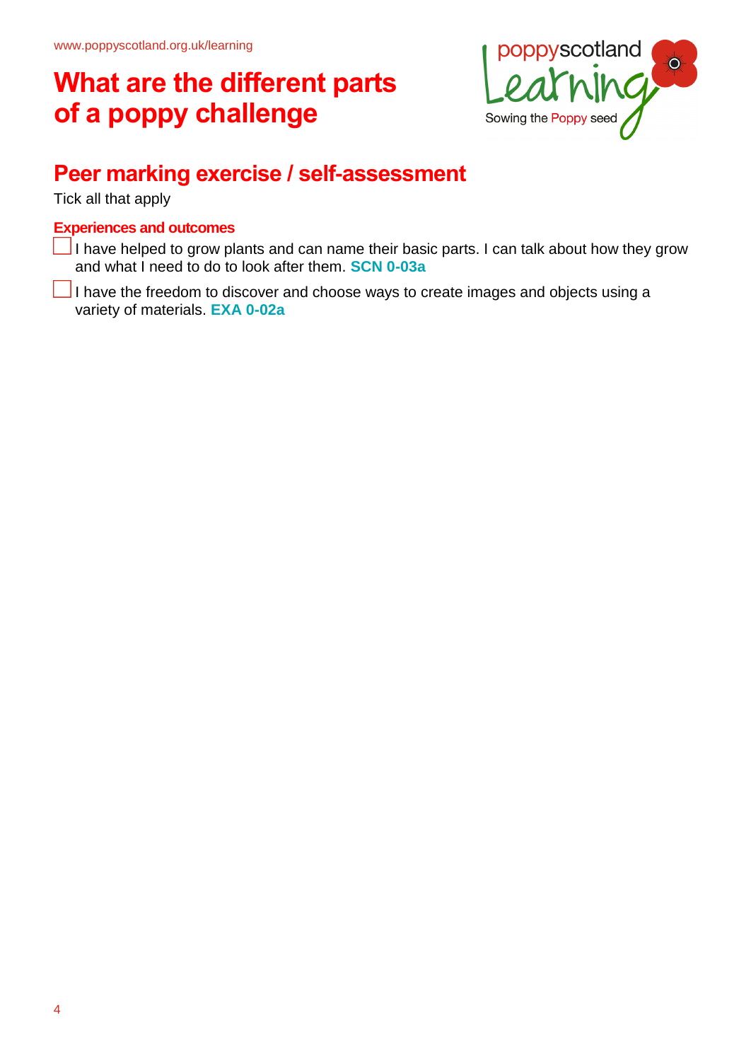# What are the different parts of a poppy challenge

## Peer marking exercise / self-assessment

Tick all that apply

### Experiences and outcomes

- [ ] I have helped to grow plants and can name their basic parts. I can talk about how they grow and what I need to do to look after them. **SCN 0-03a**
- [ ] I have the freedom to discover and choose ways to create images and objects using a variety of materials. **EXA 0-02a**